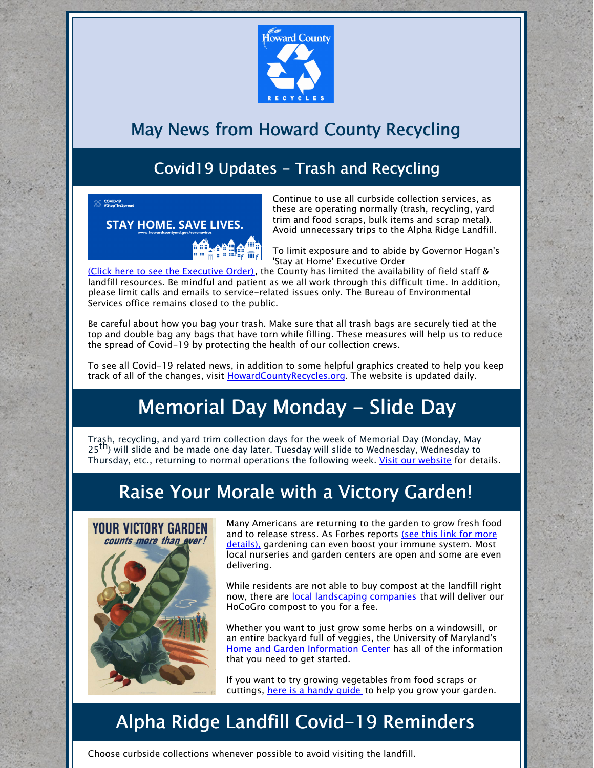# May News from Howard County Recycling

## Covid19 Updates - Trash and Recycling

Continue to use all curbside collection services, as these are operating normally (trash, recycling, yard trim and food scraps, bulk items and scrap metal). Avoid unnecessary trips to the Alpha Ridge Landfill.

To limit exposure and to abide by Governor Hogan's 'Stay at Home' Executive Order (Click here to see the Executive Order), the County has limited the availability of field staff & landfill resources. Be mindful and patient as we all work through this difficult time. In addition, please limit calls and emails to service-related issues only. The Bureau of Environmental Services office remains closed to the public.

Be careful about how you bag your trash. Make sure that all trash bags are securely tied at the top and double bag any bags that have torn while filling. These measures will help us to reduce the spread of Covid-19 by protecting the health of our collection crews.

To see all Covid-19 related news, in addition to some helpful graphics created to help you keep track of all of the changes, visit HowardCountyRecycles.org. The website is updated daily.

## Memorial Day Monday - Slide Day

Trash, recycling, and yard trim collection days for the week of Memorial Day (Monday, May 25th) will slide and be made one day later. Tuesday will slide to Wednesday, Wednesday to Thursday, etc., returning to normal operations the following week. Visit our website for details.

## Raise Your Morale with a Victory Garden!

Many Americans are returning to the garden to grow fresh food and to release stress. As Forbes reports (see this link for more details), gardening can even boost your immune system. Most local nurseries and garden centers are open and some are even delivering.

While residents are not able to buy compost at the landfill right now, there are local landscaping companies that will deliver our HoCoGro compost to you for a fee.

Whether you want to just grow some herbs on a windowsill, or an entire backyard full of veggies, the University of Maryland's Home and Garden Information Center has all of the information that you need to get started.

If you want to try growing vegetables from food scraps or cuttings, here is a handy guide to help you grow your garden.

## Alpha Ridge Landfill Covid-19 Reminders

Choose curbside collections whenever possible to avoid visiting the landfill.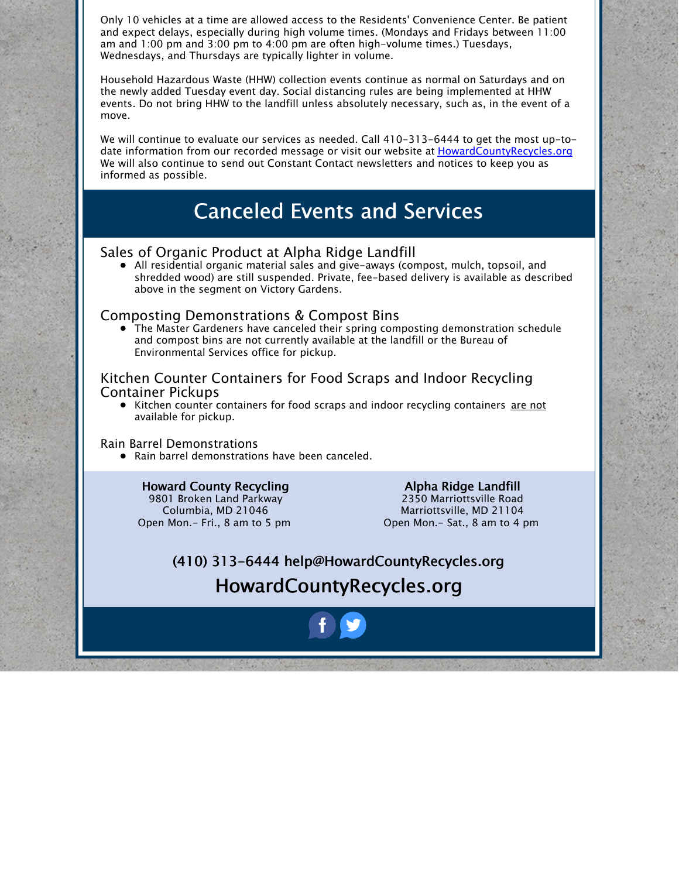Only 10 vehicles at a time are allowed access to the Residents' Convenience Center. Be patient and expect delays, especially during high volume times. (Mondays and Fridays between 11:00 am and 1:00 pm and 3:00 pm to 4:00 pm are often high-volume times.) Tuesdays, Wednesdays, and Thursdays are typically lighter in volume.

Household Hazardous Waste (HHW) collection events continue as normal on Saturdays and on the newly added Tuesday event day. Social distancing rules are being implemented at HHW events. Do not bring HHW to the landfill unless absolutely necessary, such as, in the event of a move.

We will continue to evaluate our services as needed. Call 410-313-6444 to get the most up-to-date information from our recorded message or visit our website at [HowardCountyRecycles.org](HowardCountyRecycles.org) We will also continue to send out Constant Contact newsletters and notices to keep you as informed as possible.

## Canceled Events and Services

### Sales of Organic Product at Alpha Ridge Landfill

- All residential organic material sales and give-aways (compost, mulch, topsoil, and shredded wood) are still suspended. Private, fee-based delivery is available as described above in the segment on Victory Gardens.

### Composting Demonstrations & Compost Bins

- The Master Gardeners have canceled their spring composting demonstration schedule and compost bins are not currently available at the landfill or the Bureau of Environmental Services office for pickup.

### Kitchen Counter Containers for Food Scraps and Indoor Recycling Container Pickups

- Kitchen counter containers for food scraps and indoor recycling containers are not available for pickup.

### Rain Barrel Demonstrations

- Rain barrel demonstrations have been canceled.

**Howard County Recycling**
9801 Broken Land Parkway
Columbia, MD 21046
Open Mon.- Fri., 8 am to 5 pm

**Alpha Ridge Landfill**
2350 Marriottsville Road
Marriottsville, MD 21104
Open Mon.- Sat., 8 am to 4 pm

(410) 313-6444 help@HowardCountyRecycles.org

HowardCountyRecycles.org